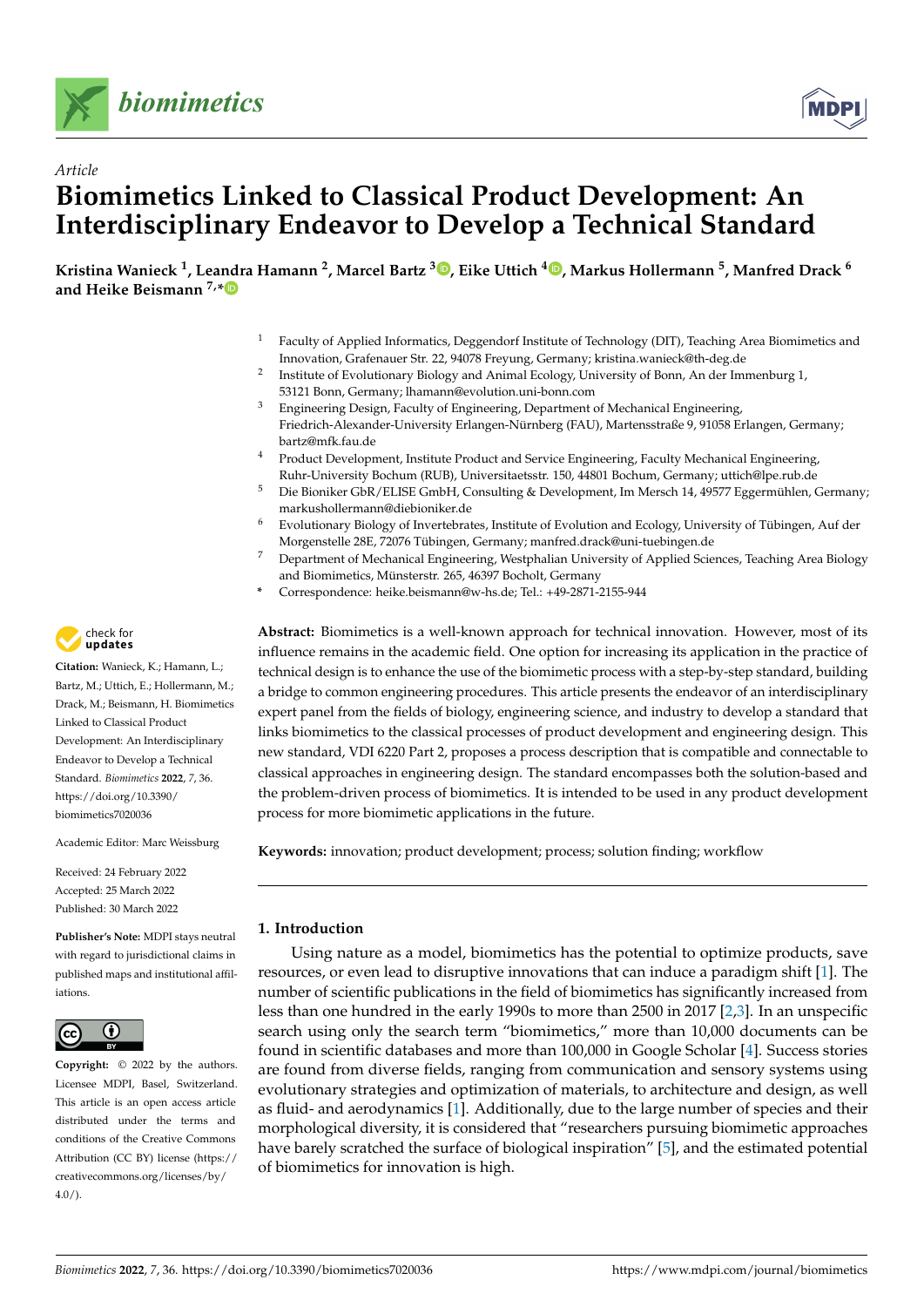*Article*

# Biomimetics Linked to Classical Product Development: An Interdisciplinary Endeavor to Develop a Technical Standard

**Kristina Wanieck [1], Leandra Hamann [2], Marcel Bartz [3], Eike Uttich [4], Markus Hollermann [5], Manfred Drack [6] and Heike Beismann [7,*]**

[1] Faculty of Applied Informatics, Deggendorf Institute of Technology (DIT), Teaching Area Biomimetics and Innovation, Grafenauer Str. 22, 94078 Freyung, Germany; kristina.wanieck@th-deg.de
[2] Institute of Evolutionary Biology and Animal Ecology, University of Bonn, An der Immenburg 1, 53121 Bonn, Germany; lhamann@evolution.uni-bonn.com
[3] Engineering Design, Faculty of Engineering, Department of Mechanical Engineering, Friedrich-Alexander-University Erlangen-Nürnberg (FAU), Martensstraße 9, 91058 Erlangen, Germany; bartz@mfk.fau.de
[4] Product Development, Institute Product and Service Engineering, Faculty Mechanical Engineering, Ruhr-University Bochum (RUB), Universitaetsstr. 150, 44801 Bochum, Germany; uttich@lpe.rub.de
[5] Die Bioniker GbR/ELISE GmbH, Consulting & Development, Im Mersch 14, 49577 Eggermühlen, Germany; markushollermann@diebioniker.de
[6] Evolutionary Biology of Invertebrates, Institute of Evolution and Ecology, University of Tübingen, Auf der Morgenstelle 28E, 72076 Tübingen, Germany; manfred.drack@uni-tuebingen.de
[7] Department of Mechanical Engineering, Westphalian University of Applied Sciences, Teaching Area Biology and Biomimetics, Münsterstr. 265, 46397 Bocholt, Germany
[*] Correspondence: heike.beismann@w-hs.de; Tel.: +49-2871-2155-944

**Citation:** Wanieck, K.; Hamann, L.; Bartz, M.; Uttich, E.; Hollermann, M.; Drack, M.; Beismann, H. Biomimetics Linked to Classical Product Development: An Interdisciplinary Endeavor to Develop a Technical Standard. *Biomimetics* **2022**, *7*, 36. https://doi.org/10.3390/biomimetics7020036

Academic Editor: Marc Weissburg

Received: 24 February 2022
Accepted: 25 March 2022
Published: 30 March 2022

**Publisher's Note:** MDPI stays neutral with regard to jurisdictional claims in published maps and institutional affiliations.

**Copyright:** © 2022 by the authors. Licensee MDPI, Basel, Switzerland. This article is an open access article distributed under the terms and conditions of the Creative Commons Attribution (CC BY) license (https://creativecommons.org/licenses/by/4.0/).

**Abstract:** Biomimetics is a well-known approach for technical innovation. However, most of its influence remains in the academic field. One option for increasing its application in the practice of technical design is to enhance the use of the biomimetic process with a step-by-step standard, building a bridge to common engineering procedures. This article presents the endeavor of an interdisciplinary expert panel from the fields of biology, engineering science, and industry to develop a standard that links biomimetics to the classical processes of product development and engineering design. This new standard, VDI 6220 Part 2, proposes a process description that is compatible and connectable to classical approaches in engineering design. The standard encompasses both the solution-based and the problem-driven process of biomimetics. It is intended to be used in any product development process for more biomimetic applications in the future.

**Keywords:** innovation; product development; process; solution finding; workflow

## 1. Introduction

Using nature as a model, biomimetics has the potential to optimize products, save resources, or even lead to disruptive innovations that can induce a paradigm shift [1]. The number of scientific publications in the field of biomimetics has significantly increased from less than one hundred in the early 1990s to more than 2500 in 2017 [2,3]. In an unspecific search using only the search term "biomimetics," more than 10,000 documents can be found in scientific databases and more than 100,000 in Google Scholar [4]. Success stories are found from diverse fields, ranging from communication and sensory systems using evolutionary strategies and optimization of materials, to architecture and design, as well as fluid- and aerodynamics [1]. Additionally, due to the large number of species and their morphological diversity, it is considered that "researchers pursuing biomimetic approaches have barely scratched the surface of biological inspiration" [5], and the estimated potential of biomimetics for innovation is high.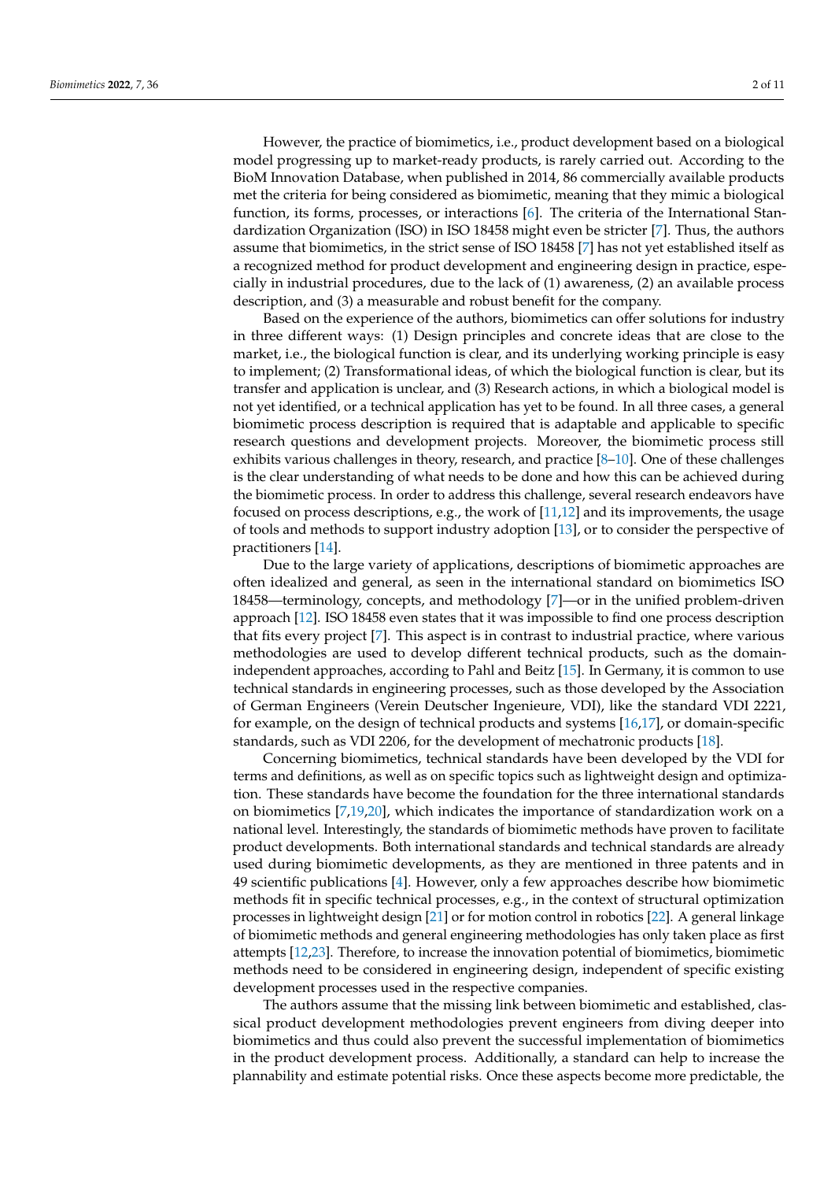However, the practice of biomimetics, i.e., product development based on a biological model progressing up to market-ready products, is rarely carried out. According to the BioM Innovation Database, when published in 2014, 86 commercially available products met the criteria for being considered as biomimetic, meaning that they mimic a biological function, its forms, processes, or interactions [6]. The criteria of the International Standardization Organization (ISO) in ISO 18458 might even be stricter [7]. Thus, the authors assume that biomimetics, in the strict sense of ISO 18458 [7] has not yet established itself as a recognized method for product development and engineering design in practice, especially in industrial procedures, due to the lack of (1) awareness, (2) an available process description, and (3) a measurable and robust benefit for the company.

Based on the experience of the authors, biomimetics can offer solutions for industry in three different ways: (1) Design principles and concrete ideas that are close to the market, i.e., the biological function is clear, and its underlying working principle is easy to implement; (2) Transformational ideas, of which the biological function is clear, but its transfer and application is unclear, and (3) Research actions, in which a biological model is not yet identified, or a technical application has yet to be found. In all three cases, a general biomimetic process description is required that is adaptable and applicable to specific research questions and development projects. Moreover, the biomimetic process still exhibits various challenges in theory, research, and practice [8–10]. One of these challenges is the clear understanding of what needs to be done and how this can be achieved during the biomimetic process. In order to address this challenge, several research endeavors have focused on process descriptions, e.g., the work of [11,12] and its improvements, the usage of tools and methods to support industry adoption [13], or to consider the perspective of practitioners [14].

Due to the large variety of applications, descriptions of biomimetic approaches are often idealized and general, as seen in the international standard on biomimetics ISO 18458—terminology, concepts, and methodology [7]—or in the unified problem-driven approach [12]. ISO 18458 even states that it was impossible to find one process description that fits every project [7]. This aspect is in contrast to industrial practice, where various methodologies are used to develop different technical products, such as the domain-independent approaches, according to Pahl and Beitz [15]. In Germany, it is common to use technical standards in engineering processes, such as those developed by the Association of German Engineers (Verein Deutscher Ingenieure, VDI), like the standard VDI 2221, for example, on the design of technical products and systems [16,17], or domain-specific standards, such as VDI 2206, for the development of mechatronic products [18].

Concerning biomimetics, technical standards have been developed by the VDI for terms and definitions, as well as on specific topics such as lightweight design and optimization. These standards have become the foundation for the three international standards on biomimetics [7,19,20], which indicates the importance of standardization work on a national level. Interestingly, the standards of biomimetic methods have proven to facilitate product developments. Both international standards and technical standards are already used during biomimetic developments, as they are mentioned in three patents and in 49 scientific publications [4]. However, only a few approaches describe how biomimetic methods fit in specific technical processes, e.g., in the context of structural optimization processes in lightweight design [21] or for motion control in robotics [22]. A general linkage of biomimetic methods and general engineering methodologies has only taken place as first attempts [12,23]. Therefore, to increase the innovation potential of biomimetics, biomimetic methods need to be considered in engineering design, independent of specific existing development processes used in the respective companies.

The authors assume that the missing link between biomimetic and established, classical product development methodologies prevent engineers from diving deeper into biomimetics and thus could also prevent the successful implementation of biomimetics in the product development process. Additionally, a standard can help to increase the plannability and estimate potential risks. Once these aspects become more predictable, the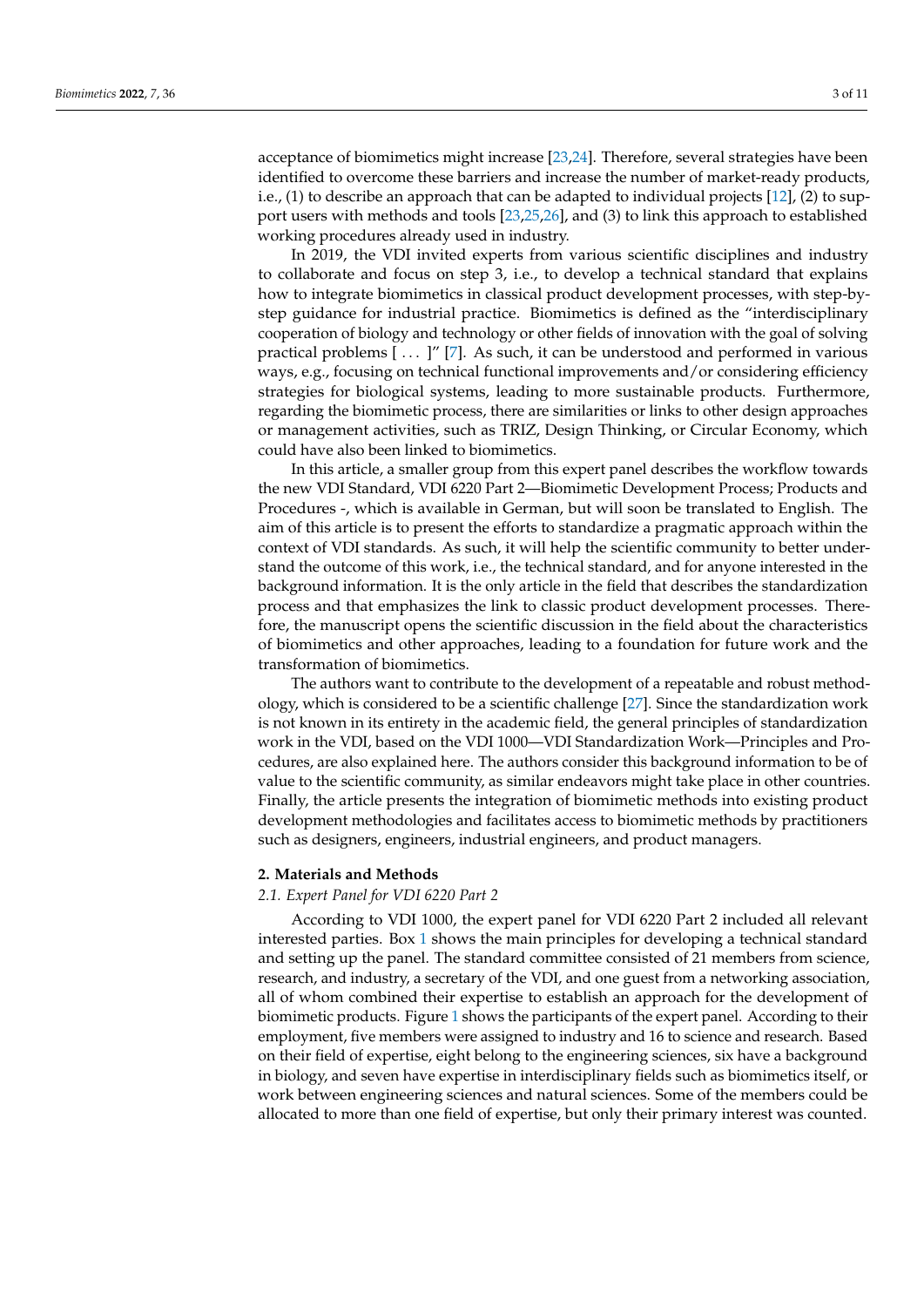acceptance of biomimetics might increase [23,24]. Therefore, several strategies have been identified to overcome these barriers and increase the number of market-ready products, i.e., (1) to describe an approach that can be adapted to individual projects [12], (2) to support users with methods and tools [23,25,26], and (3) to link this approach to established working procedures already used in industry.

In 2019, the VDI invited experts from various scientific disciplines and industry to collaborate and focus on step 3, i.e., to develop a technical standard that explains how to integrate biomimetics in classical product development processes, with step-by-step guidance for industrial practice. Biomimetics is defined as the "interdisciplinary cooperation of biology and technology or other fields of innovation with the goal of solving practical problems [ . . . ]" [7]. As such, it can be understood and performed in various ways, e.g., focusing on technical functional improvements and/or considering efficiency strategies for biological systems, leading to more sustainable products. Furthermore, regarding the biomimetic process, there are similarities or links to other design approaches or management activities, such as TRIZ, Design Thinking, or Circular Economy, which could have also been linked to biomimetics.

In this article, a smaller group from this expert panel describes the workflow towards the new VDI Standard, VDI 6220 Part 2—Biomimetic Development Process; Products and Procedures -, which is available in German, but will soon be translated to English. The aim of this article is to present the efforts to standardize a pragmatic approach within the context of VDI standards. As such, it will help the scientific community to better understand the outcome of this work, i.e., the technical standard, and for anyone interested in the background information. It is the only article in the field that describes the standardization process and that emphasizes the link to classic product development processes. Therefore, the manuscript opens the scientific discussion in the field about the characteristics of biomimetics and other approaches, leading to a foundation for future work and the transformation of biomimetics.

The authors want to contribute to the development of a repeatable and robust methodology, which is considered to be a scientific challenge [27]. Since the standardization work is not known in its entirety in the academic field, the general principles of standardization work in the VDI, based on the VDI 1000—VDI Standardization Work—Principles and Procedures, are also explained here. The authors consider this background information to be of value to the scientific community, as similar endeavors might take place in other countries. Finally, the article presents the integration of biomimetic methods into existing product development methodologies and facilitates access to biomimetic methods by practitioners such as designers, engineers, industrial engineers, and product managers.

## 2. Materials and Methods

### 2.1. Expert Panel for VDI 6220 Part 2

According to VDI 1000, the expert panel for VDI 6220 Part 2 included all relevant interested parties. Box 1 shows the main principles for developing a technical standard and setting up the panel. The standard committee consisted of 21 members from science, research, and industry, a secretary of the VDI, and one guest from a networking association, all of whom combined their expertise to establish an approach for the development of biomimetic products. Figure 1 shows the participants of the expert panel. According to their employment, five members were assigned to industry and 16 to science and research. Based on their field of expertise, eight belong to the engineering sciences, six have a background in biology, and seven have expertise in interdisciplinary fields such as biomimetics itself, or work between engineering sciences and natural sciences. Some of the members could be allocated to more than one field of expertise, but only their primary interest was counted.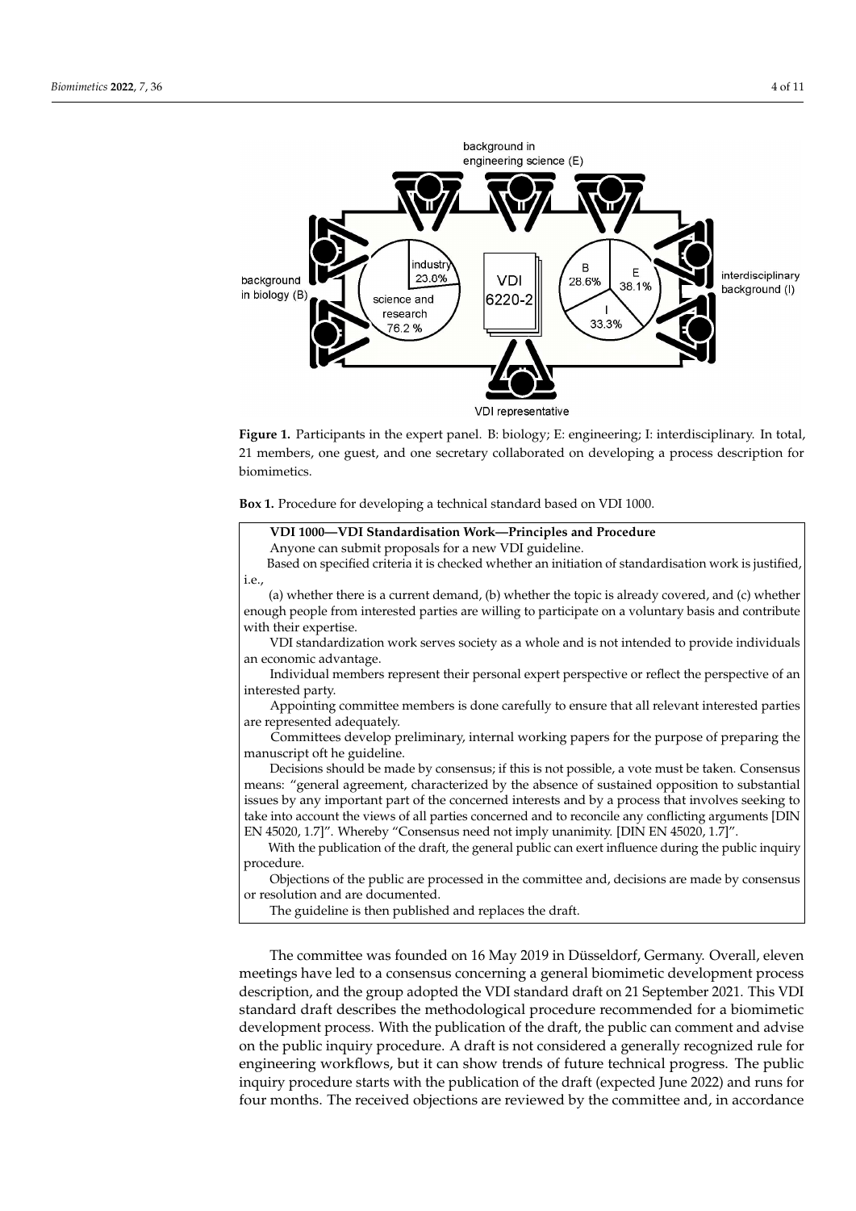**Figure 1.** Participants in the expert panel. B: biology; E: engineering; I: interdisciplinary. In total, 21 members, one guest, and one secretary collaborated on developing a process description for biomimetics.

**Box 1.** Procedure for developing a technical standard based on VDI 1000.

> **VDI 1000—VDI Standardisation Work—Principles and Procedure**
>
> Anyone can submit proposals for a new VDI guideline.
>
> Based on specified criteria it is checked whether an initiation of standardisation work is justified, i.e.,
>
> (a) whether there is a current demand, (b) whether the topic is already covered, and (c) whether enough people from interested parties are willing to participate on a voluntary basis and contribute with their expertise.
>
> VDI standardization work serves society as a whole and is not intended to provide individuals an economic advantage.
>
> Individual members represent their personal expert perspective or reflect the perspective of an interested party.
>
> Appointing committee members is done carefully to ensure that all relevant interested parties are represented adequately.
>
> Committees develop preliminary, internal working papers for the purpose of preparing the manuscript oft he guideline.
>
> Decisions should be made by consensus; if this is not possible, a vote must be taken. Consensus means: "general agreement, characterized by the absence of sustained opposition to substantial issues by any important part of the concerned interests and by a process that involves seeking to take into account the views of all parties concerned and to reconcile any conflicting arguments [DIN EN 45020, 1.7]". Whereby "Consensus need not imply unanimity. [DIN EN 45020, 1.7]".
>
> With the publication of the draft, the general public can exert influence during the public inquiry procedure.
>
> Objections of the public are processed in the committee and, decisions are made by consensus or resolution and are documented.
>
> The guideline is then published and replaces the draft.

The committee was founded on 16 May 2019 in Düsseldorf, Germany. Overall, eleven meetings have led to a consensus concerning a general biomimetic development process description, and the group adopted the VDI standard draft on 21 September 2021. This VDI standard draft describes the methodological procedure recommended for a biomimetic development process. With the publication of the draft, the public can comment and advise on the public inquiry procedure. A draft is not considered a generally recognized rule for engineering workflows, but it can show trends of future technical progress. The public inquiry procedure starts with the publication of the draft (expected June 2022) and runs for four months. The received objections are reviewed by the committee and, in accordance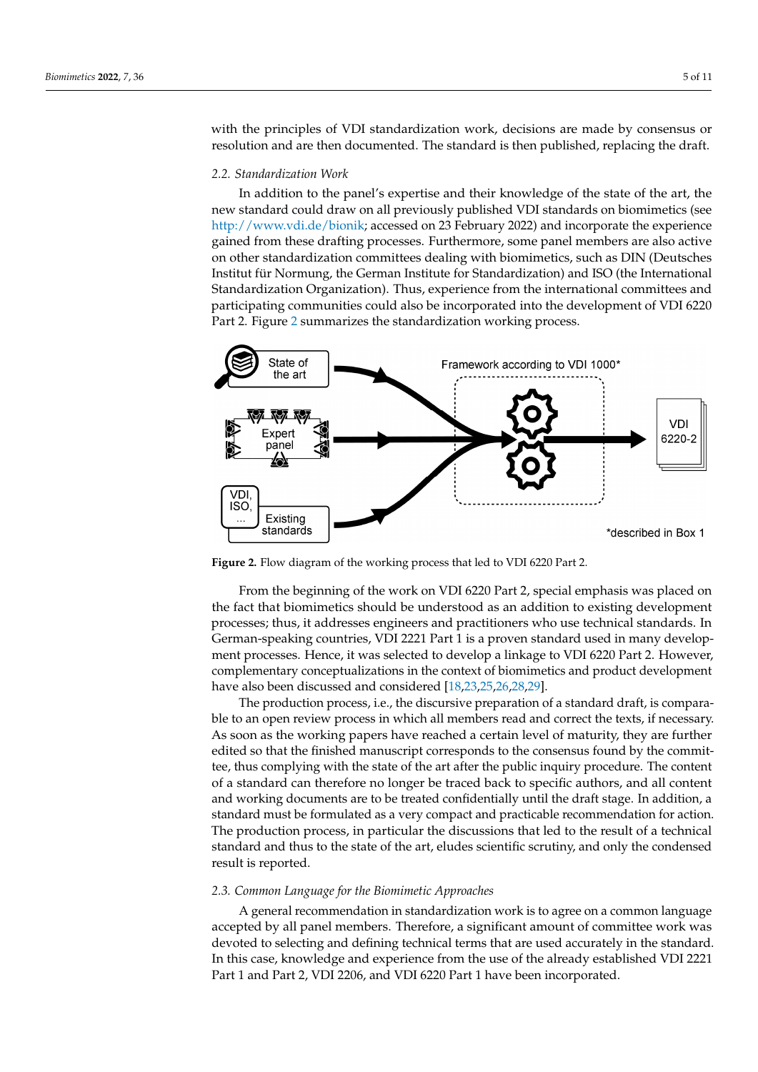with the principles of VDI standardization work, decisions are made by consensus or resolution and are then documented. The standard is then published, replacing the draft.

### 2.2. Standardization Work

In addition to the panel's expertise and their knowledge of the state of the art, the new standard could draw on all previously published VDI standards on biomimetics (see http://www.vdi.de/bionik; accessed on 23 February 2022) and incorporate the experience gained from these drafting processes. Furthermore, some panel members are also active on other standardization committees dealing with biomimetics, such as DIN (Deutsches Institut für Normung, the German Institute for Standardization) and ISO (the International Standardization Organization). Thus, experience from the international committees and participating communities could also be incorporated into the development of VDI 6220 Part 2. Figure 2 summarizes the standardization working process.

**Figure 2.** Flow diagram of the working process that led to VDI 6220 Part 2.

From the beginning of the work on VDI 6220 Part 2, special emphasis was placed on the fact that biomimetics should be understood as an addition to existing development processes; thus, it addresses engineers and practitioners who use technical standards. In German-speaking countries, VDI 2221 Part 1 is a proven standard used in many development processes. Hence, it was selected to develop a linkage to VDI 6220 Part 2. However, complementary conceptualizations in the context of biomimetics and product development have also been discussed and considered [18,23,25,26,28,29].

The production process, i.e., the discursive preparation of a standard draft, is comparable to an open review process in which all members read and correct the texts, if necessary. As soon as the working papers have reached a certain level of maturity, they are further edited so that the finished manuscript corresponds to the consensus found by the committee, thus complying with the state of the art after the public inquiry procedure. The content of a standard can therefore no longer be traced back to specific authors, and all content and working documents are to be treated confidentially until the draft stage. In addition, a standard must be formulated as a very compact and practicable recommendation for action. The production process, in particular the discussions that led to the result of a technical standard and thus to the state of the art, eludes scientific scrutiny, and only the condensed result is reported.

### 2.3. Common Language for the Biomimetic Approaches

A general recommendation in standardization work is to agree on a common language accepted by all panel members. Therefore, a significant amount of committee work was devoted to selecting and defining technical terms that are used accurately in the standard. In this case, knowledge and experience from the use of the already established VDI 2221 Part 1 and Part 2, VDI 2206, and VDI 6220 Part 1 have been incorporated.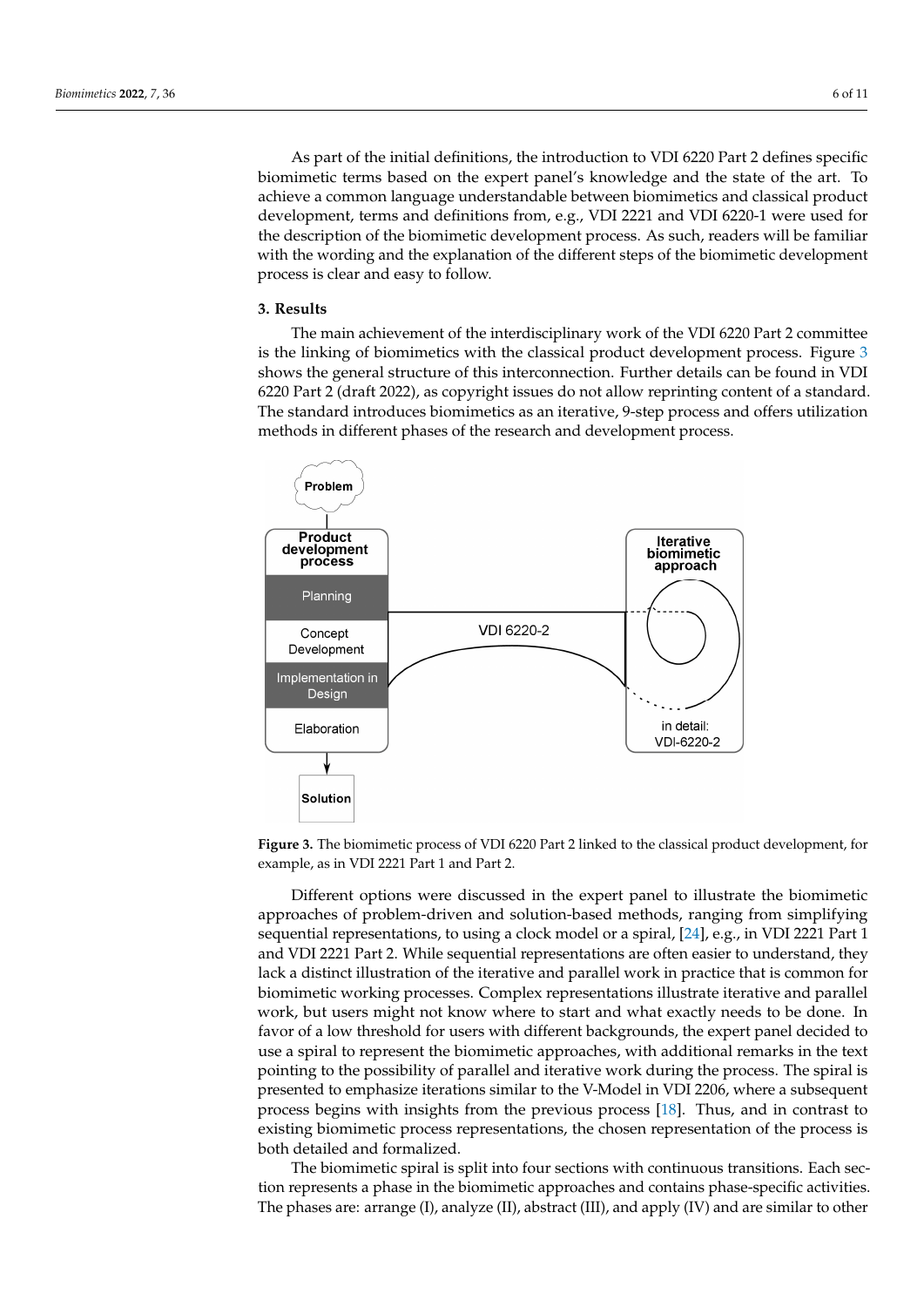As part of the initial definitions, the introduction to VDI 6220 Part 2 defines specific biomimetic terms based on the expert panel's knowledge and the state of the art. To achieve a common language understandable between biomimetics and classical product development, terms and definitions from, e.g., VDI 2221 and VDI 6220-1 were used for the description of the biomimetic development process. As such, readers will be familiar with the wording and the explanation of the different steps of the biomimetic development process is clear and easy to follow.

## 3. Results

The main achievement of the interdisciplinary work of the VDI 6220 Part 2 committee is the linking of biomimetics with the classical product development process. Figure 3 shows the general structure of this interconnection. Further details can be found in VDI 6220 Part 2 (draft 2022), as copyright issues do not allow reprinting content of a standard. The standard introduces biomimetics as an iterative, 9-step process and offers utilization methods in different phases of the research and development process.

**Figure 3.** The biomimetic process of VDI 6220 Part 2 linked to the classical product development, for example, as in VDI 2221 Part 1 and Part 2.

Different options were discussed in the expert panel to illustrate the biomimetic approaches of problem-driven and solution-based methods, ranging from simplifying sequential representations, to using a clock model or a spiral, [24], e.g., in VDI 2221 Part 1 and VDI 2221 Part 2. While sequential representations are often easier to understand, they lack a distinct illustration of the iterative and parallel work in practice that is common for biomimetic working processes. Complex representations illustrate iterative and parallel work, but users might not know where to start and what exactly needs to be done. In favor of a low threshold for users with different backgrounds, the expert panel decided to use a spiral to represent the biomimetic approaches, with additional remarks in the text pointing to the possibility of parallel and iterative work during the process. The spiral is presented to emphasize iterations similar to the V-Model in VDI 2206, where a subsequent process begins with insights from the previous process [18]. Thus, and in contrast to existing biomimetic process representations, the chosen representation of the process is both detailed and formalized.

The biomimetic spiral is split into four sections with continuous transitions. Each section represents a phase in the biomimetic approaches and contains phase-specific activities. The phases are: arrange (I), analyze (II), abstract (III), and apply (IV) and are similar to other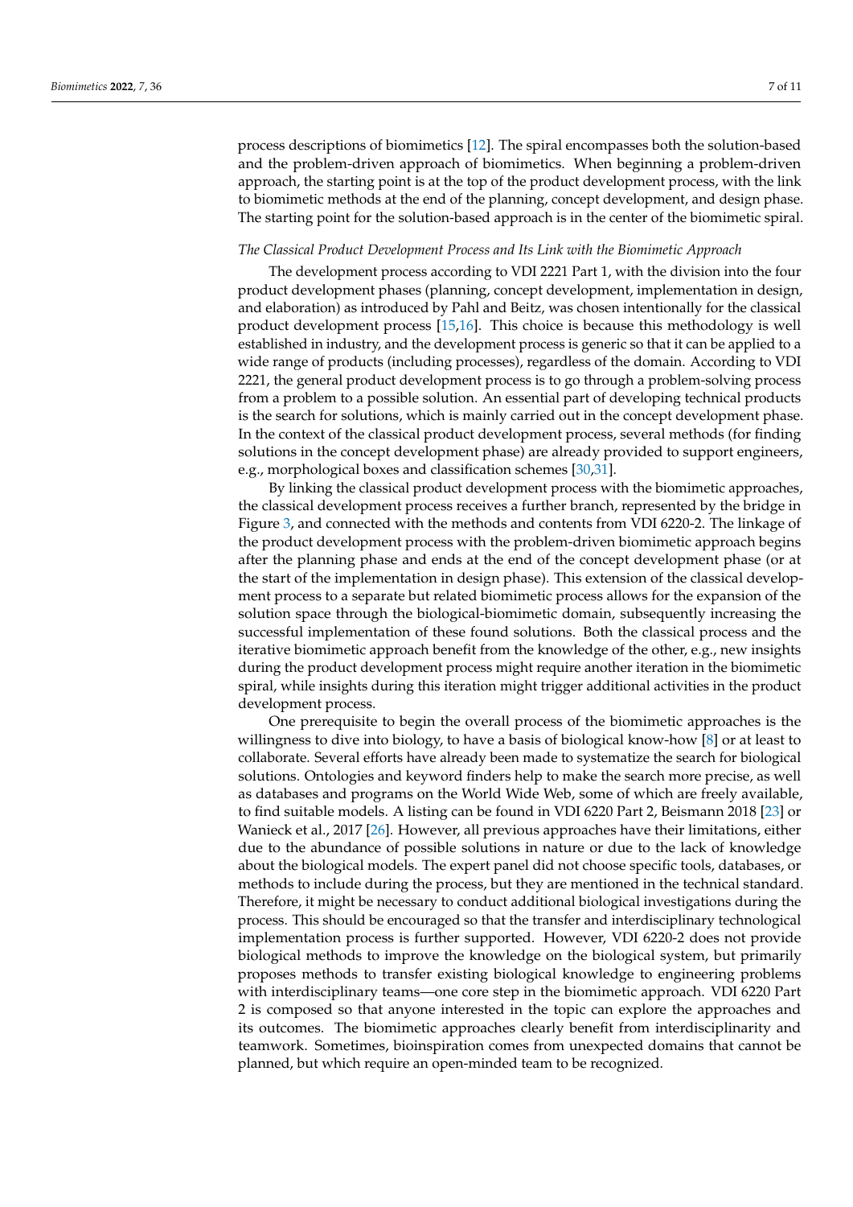process descriptions of biomimetics [12]. The spiral encompasses both the solution-based and the problem-driven approach of biomimetics. When beginning a problem-driven approach, the starting point is at the top of the product development process, with the link to biomimetic methods at the end of the planning, concept development, and design phase. The starting point for the solution-based approach is in the center of the biomimetic spiral.

*The Classical Product Development Process and Its Link with the Biomimetic Approach*

The development process according to VDI 2221 Part 1, with the division into the four product development phases (planning, concept development, implementation in design, and elaboration) as introduced by Pahl and Beitz, was chosen intentionally for the classical product development process [15,16]. This choice is because this methodology is well established in industry, and the development process is generic so that it can be applied to a wide range of products (including processes), regardless of the domain. According to VDI 2221, the general product development process is to go through a problem-solving process from a problem to a possible solution. An essential part of developing technical products is the search for solutions, which is mainly carried out in the concept development phase. In the context of the classical product development process, several methods (for finding solutions in the concept development phase) are already provided to support engineers, e.g., morphological boxes and classification schemes [30,31].

By linking the classical product development process with the biomimetic approaches, the classical development process receives a further branch, represented by the bridge in Figure 3, and connected with the methods and contents from VDI 6220-2. The linkage of the product development process with the problem-driven biomimetic approach begins after the planning phase and ends at the end of the concept development phase (or at the start of the implementation in design phase). This extension of the classical development process to a separate but related biomimetic process allows for the expansion of the solution space through the biological-biomimetic domain, subsequently increasing the successful implementation of these found solutions. Both the classical process and the iterative biomimetic approach benefit from the knowledge of the other, e.g., new insights during the product development process might require another iteration in the biomimetic spiral, while insights during this iteration might trigger additional activities in the product development process.

One prerequisite to begin the overall process of the biomimetic approaches is the willingness to dive into biology, to have a basis of biological know-how [8] or at least to collaborate. Several efforts have already been made to systematize the search for biological solutions. Ontologies and keyword finders help to make the search more precise, as well as databases and programs on the World Wide Web, some of which are freely available, to find suitable models. A listing can be found in VDI 6220 Part 2, Beismann 2018 [23] or Wanieck et al., 2017 [26]. However, all previous approaches have their limitations, either due to the abundance of possible solutions in nature or due to the lack of knowledge about the biological models. The expert panel did not choose specific tools, databases, or methods to include during the process, but they are mentioned in the technical standard. Therefore, it might be necessary to conduct additional biological investigations during the process. This should be encouraged so that the transfer and interdisciplinary technological implementation process is further supported. However, VDI 6220-2 does not provide biological methods to improve the knowledge on the biological system, but primarily proposes methods to transfer existing biological knowledge to engineering problems with interdisciplinary teams—one core step in the biomimetic approach. VDI 6220 Part 2 is composed so that anyone interested in the topic can explore the approaches and its outcomes. The biomimetic approaches clearly benefit from interdisciplinarity and teamwork. Sometimes, bioinspiration comes from unexpected domains that cannot be planned, but which require an open-minded team to be recognized.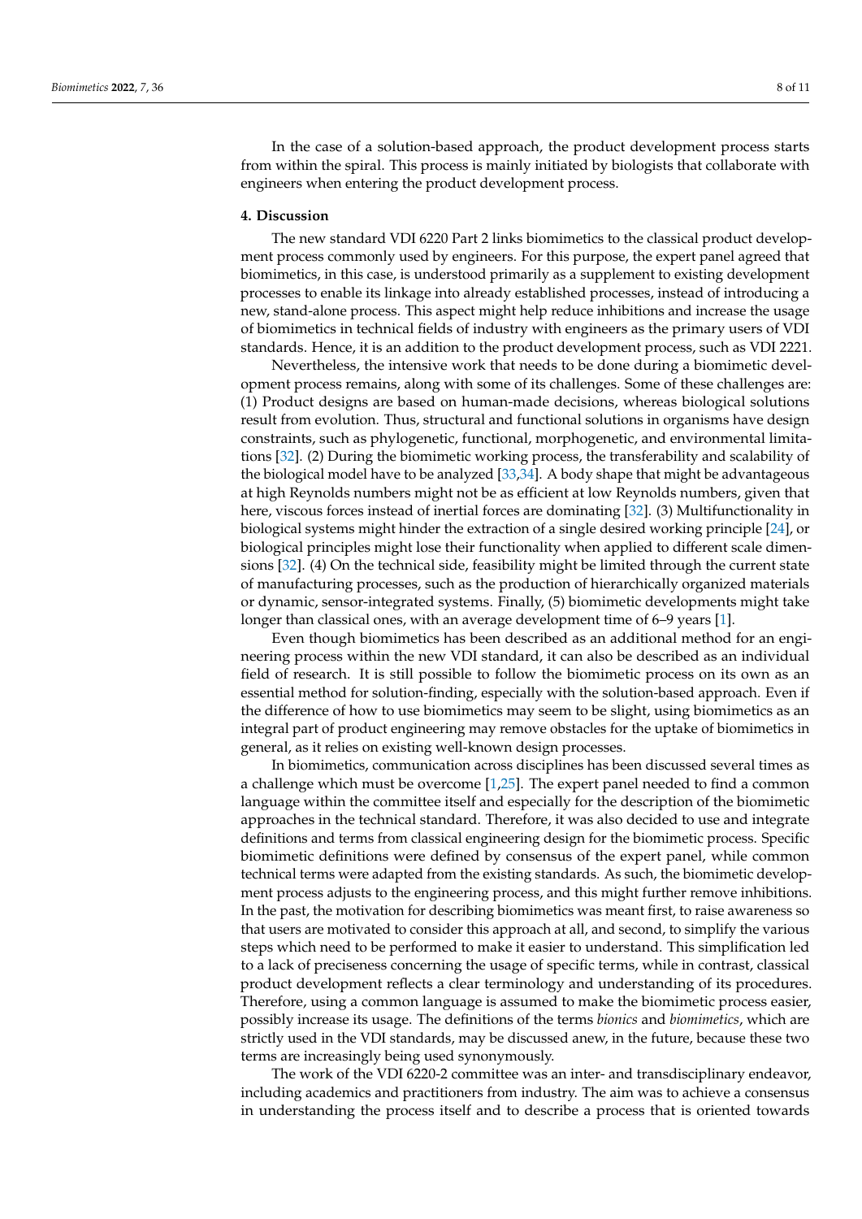In the case of a solution-based approach, the product development process starts from within the spiral. This process is mainly initiated by biologists that collaborate with engineers when entering the product development process.

## 4. Discussion

The new standard VDI 6220 Part 2 links biomimetics to the classical product development process commonly used by engineers. For this purpose, the expert panel agreed that biomimetics, in this case, is understood primarily as a supplement to existing development processes to enable its linkage into already established processes, instead of introducing a new, stand-alone process. This aspect might help reduce inhibitions and increase the usage of biomimetics in technical fields of industry with engineers as the primary users of VDI standards. Hence, it is an addition to the product development process, such as VDI 2221.

Nevertheless, the intensive work that needs to be done during a biomimetic development process remains, along with some of its challenges. Some of these challenges are: (1) Product designs are based on human-made decisions, whereas biological solutions result from evolution. Thus, structural and functional solutions in organisms have design constraints, such as phylogenetic, functional, morphogenetic, and environmental limitations [32]. (2) During the biomimetic working process, the transferability and scalability of the biological model have to be analyzed [33,34]. A body shape that might be advantageous at high Reynolds numbers might not be as efficient at low Reynolds numbers, given that here, viscous forces instead of inertial forces are dominating [32]. (3) Multifunctionality in biological systems might hinder the extraction of a single desired working principle [24], or biological principles might lose their functionality when applied to different scale dimensions [32]. (4) On the technical side, feasibility might be limited through the current state of manufacturing processes, such as the production of hierarchically organized materials or dynamic, sensor-integrated systems. Finally, (5) biomimetic developments might take longer than classical ones, with an average development time of 6–9 years [1].

Even though biomimetics has been described as an additional method for an engineering process within the new VDI standard, it can also be described as an individual field of research. It is still possible to follow the biomimetic process on its own as an essential method for solution-finding, especially with the solution-based approach. Even if the difference of how to use biomimetics may seem to be slight, using biomimetics as an integral part of product engineering may remove obstacles for the uptake of biomimetics in general, as it relies on existing well-known design processes.

In biomimetics, communication across disciplines has been discussed several times as a challenge which must be overcome [1,25]. The expert panel needed to find a common language within the committee itself and especially for the description of the biomimetic approaches in the technical standard. Therefore, it was also decided to use and integrate definitions and terms from classical engineering design for the biomimetic process. Specific biomimetic definitions were defined by consensus of the expert panel, while common technical terms were adapted from the existing standards. As such, the biomimetic development process adjusts to the engineering process, and this might further remove inhibitions. In the past, the motivation for describing biomimetics was meant first, to raise awareness so that users are motivated to consider this approach at all, and second, to simplify the various steps which need to be performed to make it easier to understand. This simplification led to a lack of preciseness concerning the usage of specific terms, while in contrast, classical product development reflects a clear terminology and understanding of its procedures. Therefore, using a common language is assumed to make the biomimetic process easier, possibly increase its usage. The definitions of the terms *bionics* and *biomimetics*, which are strictly used in the VDI standards, may be discussed anew, in the future, because these two terms are increasingly being used synonymously.

The work of the VDI 6220-2 committee was an inter- and transdisciplinary endeavor, including academics and practitioners from industry. The aim was to achieve a consensus in understanding the process itself and to describe a process that is oriented towards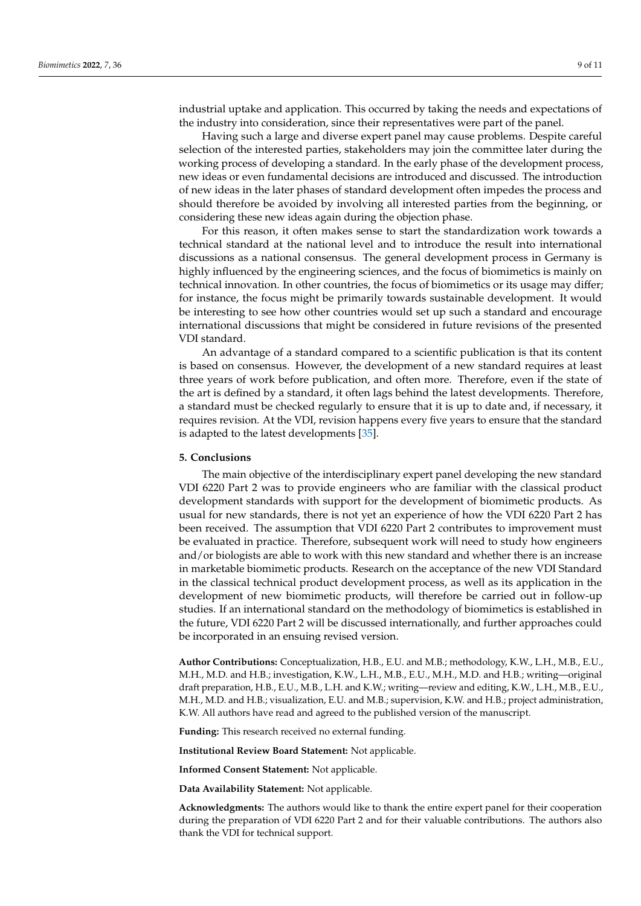industrial uptake and application. This occurred by taking the needs and expectations of the industry into consideration, since their representatives were part of the panel.

Having such a large and diverse expert panel may cause problems. Despite careful selection of the interested parties, stakeholders may join the committee later during the working process of developing a standard. In the early phase of the development process, new ideas or even fundamental decisions are introduced and discussed. The introduction of new ideas in the later phases of standard development often impedes the process and should therefore be avoided by involving all interested parties from the beginning, or considering these new ideas again during the objection phase.

For this reason, it often makes sense to start the standardization work towards a technical standard at the national level and to introduce the result into international discussions as a national consensus. The general development process in Germany is highly influenced by the engineering sciences, and the focus of biomimetics is mainly on technical innovation. In other countries, the focus of biomimetics or its usage may differ; for instance, the focus might be primarily towards sustainable development. It would be interesting to see how other countries would set up such a standard and encourage international discussions that might be considered in future revisions of the presented VDI standard.

An advantage of a standard compared to a scientific publication is that its content is based on consensus. However, the development of a new standard requires at least three years of work before publication, and often more. Therefore, even if the state of the art is defined by a standard, it often lags behind the latest developments. Therefore, a standard must be checked regularly to ensure that it is up to date and, if necessary, it requires revision. At the VDI, revision happens every five years to ensure that the standard is adapted to the latest developments [35].

## 5. Conclusions

The main objective of the interdisciplinary expert panel developing the new standard VDI 6220 Part 2 was to provide engineers who are familiar with the classical product development standards with support for the development of biomimetic products. As usual for new standards, there is not yet an experience of how the VDI 6220 Part 2 has been received. The assumption that VDI 6220 Part 2 contributes to improvement must be evaluated in practice. Therefore, subsequent work will need to study how engineers and/or biologists are able to work with this new standard and whether there is an increase in marketable biomimetic products. Research on the acceptance of the new VDI Standard in the classical technical product development process, as well as its application in the development of new biomimetic products, will therefore be carried out in follow-up studies. If an international standard on the methodology of biomimetics is established in the future, VDI 6220 Part 2 will be discussed internationally, and further approaches could be incorporated in an ensuing revised version.

**Author Contributions:** Conceptualization, H.B., E.U. and M.B.; methodology, K.W., L.H., M.B., E.U., M.H., M.D. and H.B.; investigation, K.W., L.H., M.B., E.U., M.H., M.D. and H.B.; writing—original draft preparation, H.B., E.U., M.B., L.H. and K.W.; writing—review and editing, K.W., L.H., M.B., E.U., M.H., M.D. and H.B.; visualization, E.U. and M.B.; supervision, K.W. and H.B.; project administration, K.W. All authors have read and agreed to the published version of the manuscript.

**Funding:** This research received no external funding.

**Institutional Review Board Statement:** Not applicable.

**Informed Consent Statement:** Not applicable.

**Data Availability Statement:** Not applicable.

**Acknowledgments:** The authors would like to thank the entire expert panel for their cooperation during the preparation of VDI 6220 Part 2 and for their valuable contributions. The authors also thank the VDI for technical support.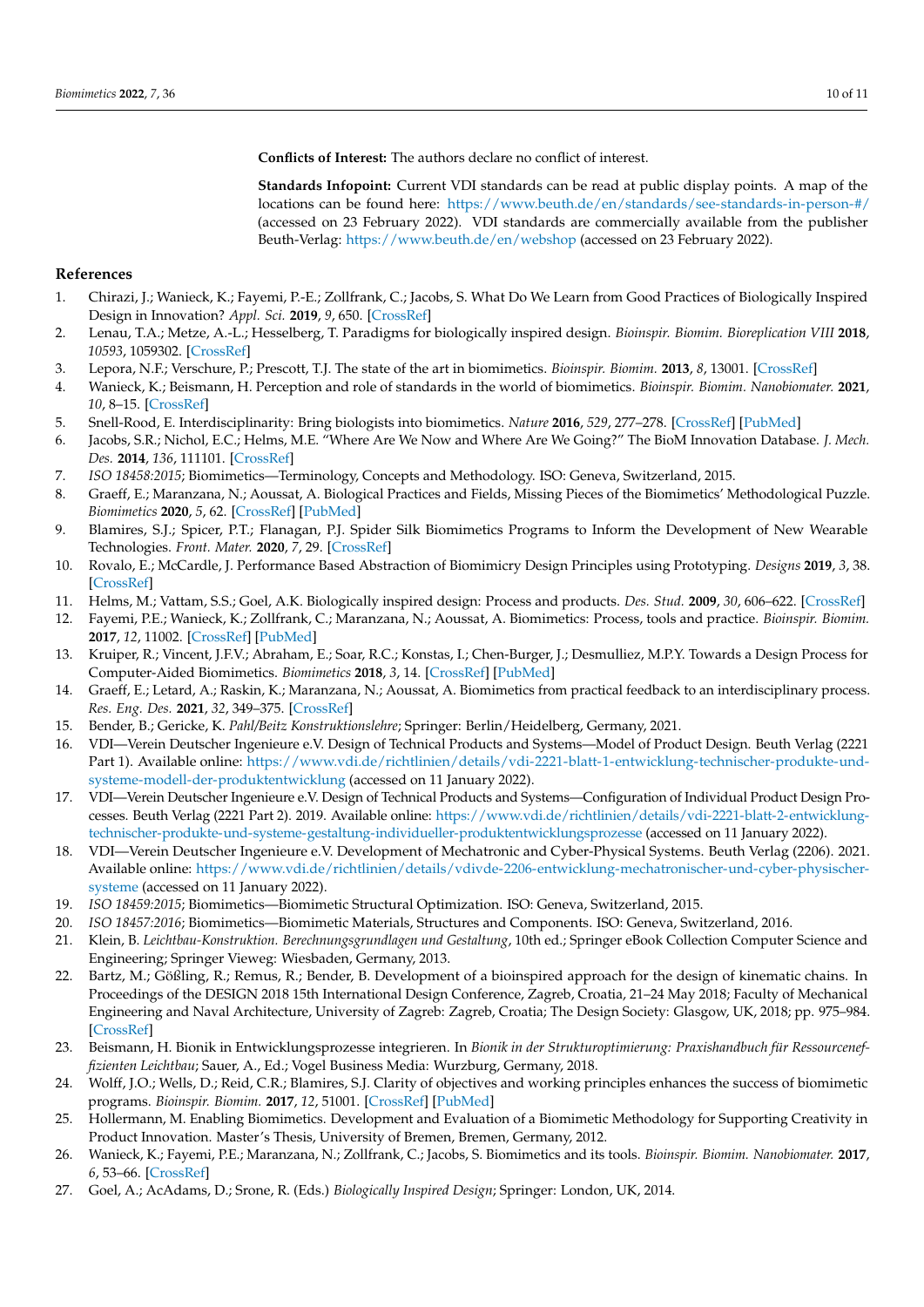**Conflicts of Interest:** The authors declare no conflict of interest.

**Standards Infopoint:** Current VDI standards can be read at public display points. A map of the locations can be found here: https://www.beuth.de/en/standards/see-standards-in-person-#/ (accessed on 23 February 2022). VDI standards are commercially available from the publisher Beuth-Verlag: https://www.beuth.de/en/webshop (accessed on 23 February 2022).

## References

1. Chirazi, J.; Wanieck, K.; Fayemi, P.-E.; Zollfrank, C.; Jacobs, S. What Do We Learn from Good Practices of Biologically Inspired Design in Innovation? *Appl. Sci.* **2019**, *9*, 650. [CrossRef]
2. Lenau, T.A.; Metze, A.-L.; Hesselberg, T. Paradigms for biologically inspired design. *Bioinspir. Biomim. Bioreplication VIII* **2018**, *10593*, 1059302. [CrossRef]
3. Lepora, N.F.; Verschure, P.; Prescott, T.J. The state of the art in biomimetics. *Bioinspir. Biomim.* **2013**, *8*, 13001. [CrossRef]
4. Wanieck, K.; Beismann, H. Perception and role of standards in the world of biomimetics. *Bioinspir. Biomim. Nanobiomater.* **2021**, *10*, 8–15. [CrossRef]
5. Snell-Rood, E. Interdisciplinarity: Bring biologists into biomimetics. *Nature* **2016**, *529*, 277–278. [CrossRef] [PubMed]
6. Jacobs, S.R.; Nichol, E.C.; Helms, M.E. "Where Are We Now and Where Are We Going?" The BioM Innovation Database. *J. Mech. Des.* **2014**, *136*, 111101. [CrossRef]
7. *ISO 18458:2015*; Biomimetics—Terminology, Concepts and Methodology. ISO: Geneva, Switzerland, 2015.
8. Graeff, E.; Maranzana, N.; Aoussat, A. Biological Practices and Fields, Missing Pieces of the Biomimetics' Methodological Puzzle. *Biomimetics* **2020**, *5*, 62. [CrossRef] [PubMed]
9. Blamires, S.J.; Spicer, P.T.; Flanagan, P.J. Spider Silk Biomimetics Programs to Inform the Development of New Wearable Technologies. *Front. Mater.* **2020**, *7*, 29. [CrossRef]
10. Rovalo, E.; McCardle, J. Performance Based Abstraction of Biomimicry Design Principles using Prototyping. *Designs* **2019**, *3*, 38. [CrossRef]
11. Helms, M.; Vattam, S.S.; Goel, A.K. Biologically inspired design: Process and products. *Des. Stud.* **2009**, *30*, 606–622. [CrossRef]
12. Fayemi, P.E.; Wanieck, K.; Zollfrank, C.; Maranzana, N.; Aoussat, A. Biomimetics: Process, tools and practice. *Bioinspir. Biomim.* **2017**, *12*, 11002. [CrossRef] [PubMed]
13. Kruiper, R.; Vincent, J.F.V.; Abraham, E.; Soar, R.C.; Konstas, I.; Chen-Burger, J.; Desmulliez, M.P.Y. Towards a Design Process for Computer-Aided Biomimetics. *Biomimetics* **2018**, *3*, 14. [CrossRef] [PubMed]
14. Graeff, E.; Letard, A.; Raskin, K.; Maranzana, N.; Aoussat, A. Biomimetics from practical feedback to an interdisciplinary process. *Res. Eng. Des.* **2021**, *32*, 349–375. [CrossRef]
15. Bender, B.; Gericke, K. *Pahl/Beitz Konstruktionslehre*; Springer: Berlin/Heidelberg, Germany, 2021.
16. VDI—Verein Deutscher Ingenieure e.V. Design of Technical Products and Systems—Model of Product Design. Beuth Verlag (2221 Part 1). Available online: https://www.vdi.de/richtlinien/details/vdi-2221-blatt-1-entwicklung-technischer-produkte-und-systeme-modell-der-produktentwicklung (accessed on 11 January 2022).
17. VDI—Verein Deutscher Ingenieure e.V. Design of Technical Products and Systems—Configuration of Individual Product Design Processes. Beuth Verlag (2221 Part 2). 2019. Available online: https://www.vdi.de/richtlinien/details/vdi-2221-blatt-2-entwicklung-technischer-produkte-und-systeme-gestaltung-individueller-produktentwicklungsprozesse (accessed on 11 January 2022).
18. VDI—Verein Deutscher Ingenieure e.V. Development of Mechatronic and Cyber-Physical Systems. Beuth Verlag (2206). 2021. Available online: https://www.vdi.de/richtlinien/details/vdivde-2206-entwicklung-mechatronischer-und-cyber-physischer-systeme (accessed on 11 January 2022).
19. *ISO 18459:2015*; Biomimetics—Biomimetic Structural Optimization. ISO: Geneva, Switzerland, 2015.
20. *ISO 18457:2016*; Biomimetics—Biomimetic Materials, Structures and Components. ISO: Geneva, Switzerland, 2016.
21. Klein, B. *Leichtbau-Konstruktion. Berechnungsgrundlagen und Gestaltung*, 10th ed.; Springer eBook Collection Computer Science and Engineering; Springer Vieweg: Wiesbaden, Germany, 2013.
22. Bartz, M.; Gößling, R.; Remus, R.; Bender, B. Development of a bioinspired approach for the design of kinematic chains. In Proceedings of the DESIGN 2018 15th International Design Conference, Zagreb, Croatia, 21–24 May 2018; Faculty of Mechanical Engineering and Naval Architecture, University of Zagreb: Zagreb, Croatia; The Design Society: Glasgow, UK, 2018; pp. 975–984. [CrossRef]
23. Beismann, H. Bionik in Entwicklungsprozesse integrieren. In *Bionik in der Strukturoptimierung: Praxishandbuch für Ressourceneffizienten Leichtbau*; Sauer, A., Ed.; Vogel Business Media: Wurzburg, Germany, 2018.
24. Wolff, J.O.; Wells, D.; Reid, C.R.; Blamires, S.J. Clarity of objectives and working principles enhances the success of biomimetic programs. *Bioinspir. Biomim.* **2017**, *12*, 51001. [CrossRef] [PubMed]
25. Hollermann, M. Enabling Biomimetics. Development and Evaluation of a Biomimetic Methodology for Supporting Creativity in Product Innovation. Master's Thesis, University of Bremen, Bremen, Germany, 2012.
26. Wanieck, K.; Fayemi, P.E.; Maranzana, N.; Zollfrank, C.; Jacobs, S. Biomimetics and its tools. *Bioinspir. Biomim. Nanobiomater.* **2017**, *6*, 53–66. [CrossRef]
27. Goel, A.; AcAdams, D.; Srone, R. (Eds.) *Biologically Inspired Design*; Springer: London, UK, 2014.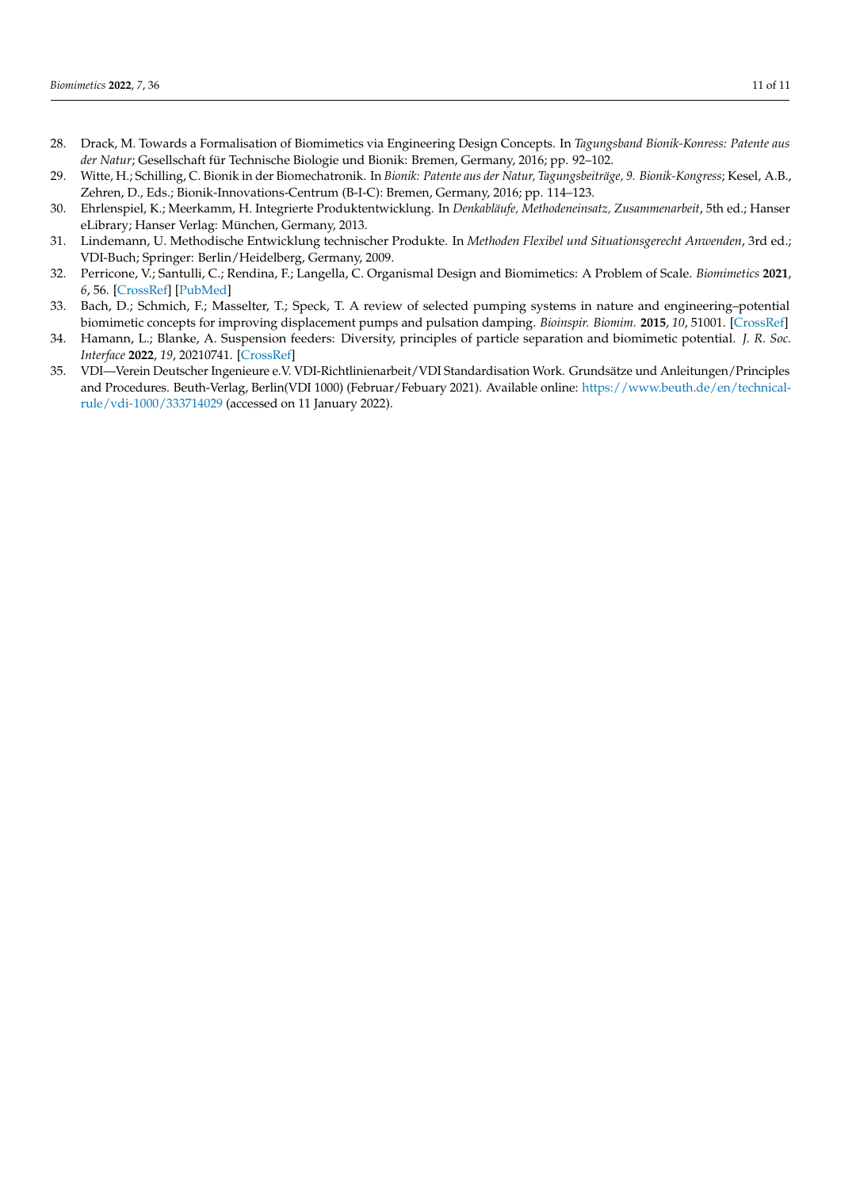28. Drack, M. Towards a Formalisation of Biomimetics via Engineering Design Concepts. In *Tagungsband Bionik-Konress: Patente aus der Natur*; Gesellschaft für Technische Biologie und Bionik: Bremen, Germany, 2016; pp. 92–102.
29. Witte, H.; Schilling, C. Bionik in der Biomechatronik. In *Bionik: Patente aus der Natur, Tagungsbeiträge, 9. Bionik-Kongress*; Kesel, A.B., Zehren, D., Eds.; Bionik-Innovations-Centrum (B-I-C): Bremen, Germany, 2016; pp. 114–123.
30. Ehrlenspiel, K.; Meerkamm, H. Integrierte Produktentwicklung. In *Denkabläufe, Methodeneinsatz, Zusammenarbeit*, 5th ed.; Hanser eLibrary; Hanser Verlag: München, Germany, 2013.
31. Lindemann, U. Methodische Entwicklung technischer Produkte. In *Methoden Flexibel und Situationsgerecht Anwenden*, 3rd ed.; VDI-Buch; Springer: Berlin/Heidelberg, Germany, 2009.
32. Perricone, V.; Santulli, C.; Rendina, F.; Langella, C. Organismal Design and Biomimetics: A Problem of Scale. *Biomimetics* **2021**, *6*, 56. [CrossRef] [PubMed]
33. Bach, D.; Schmich, F.; Masselter, T.; Speck, T. A review of selected pumping systems in nature and engineering–potential biomimetic concepts for improving displacement pumps and pulsation damping. *Bioinspir. Biomim.* **2015**, *10*, 51001. [CrossRef]
34. Hamann, L.; Blanke, A. Suspension feeders: Diversity, principles of particle separation and biomimetic potential. *J. R. Soc. Interface* **2022**, *19*, 20210741. [CrossRef]
35. VDI—Verein Deutscher Ingenieure e.V. VDI-Richtlinienarbeit/VDI Standardisation Work. Grundsätze und Anleitungen/Principles and Procedures. Beuth-Verlag, Berlin(VDI 1000) (Februar/Febuary 2021). Available online: https://www.beuth.de/en/technical-rule/vdi-1000/333714029 (accessed on 11 January 2022).